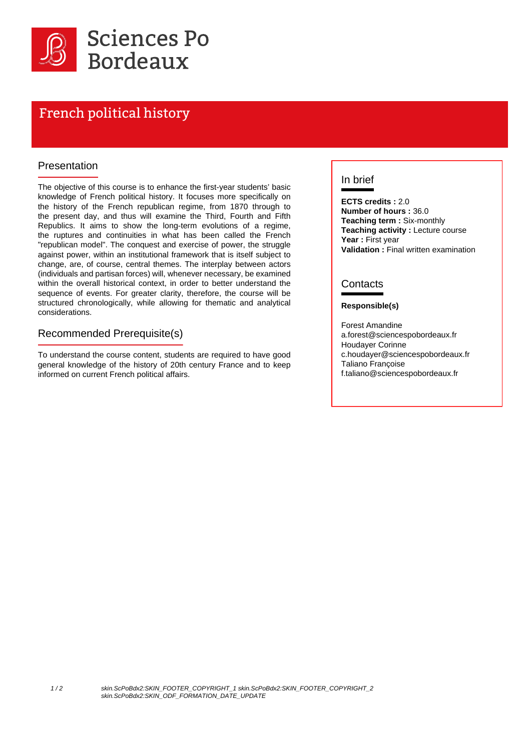Sciences Po Bordeaux

# French political history

## Presentation

The objective of this course is to enhance the first-year students' basic knowledge of French political history. It focuses more specifically on the history of the French republican regime, from 1870 through to the present day, and thus will examine the Third, Fourth and Fifth Republics. It aims to show the long-term evolutions of a regime, the ruptures and continuities in what has been called the French "republican model". The conquest and exercise of power, the struggle against power, within an institutional framework that is itself subject to change, are, of course, central themes. The interplay between actors (individuals and partisan forces) will, whenever necessary, be examined within the overall historical context, in order to better understand the sequence of events. For greater clarity, therefore, the course will be structured chronologically, while allowing for thematic and analytical considerations.

## Recommended Prerequisite(s)

To understand the course content, students are required to have good general knowledge of the history of 20th century France and to keep informed on current French political affairs.

## In brief

**ECTS credits :** 2.0
**Number of hours :** 36.0
**Teaching term :** Six-monthly
**Teaching activity :** Lecture course
**Year :** First year
**Validation :** Final written examination

## Contacts

**Responsible(s)**

Forest Amandine
a.forest@sciencespobordeaux.fr
Houdayer Corinne
c.houdayer@sciencespobordeaux.fr
Taliano Françoise
f.taliano@sciencespobordeaux.fr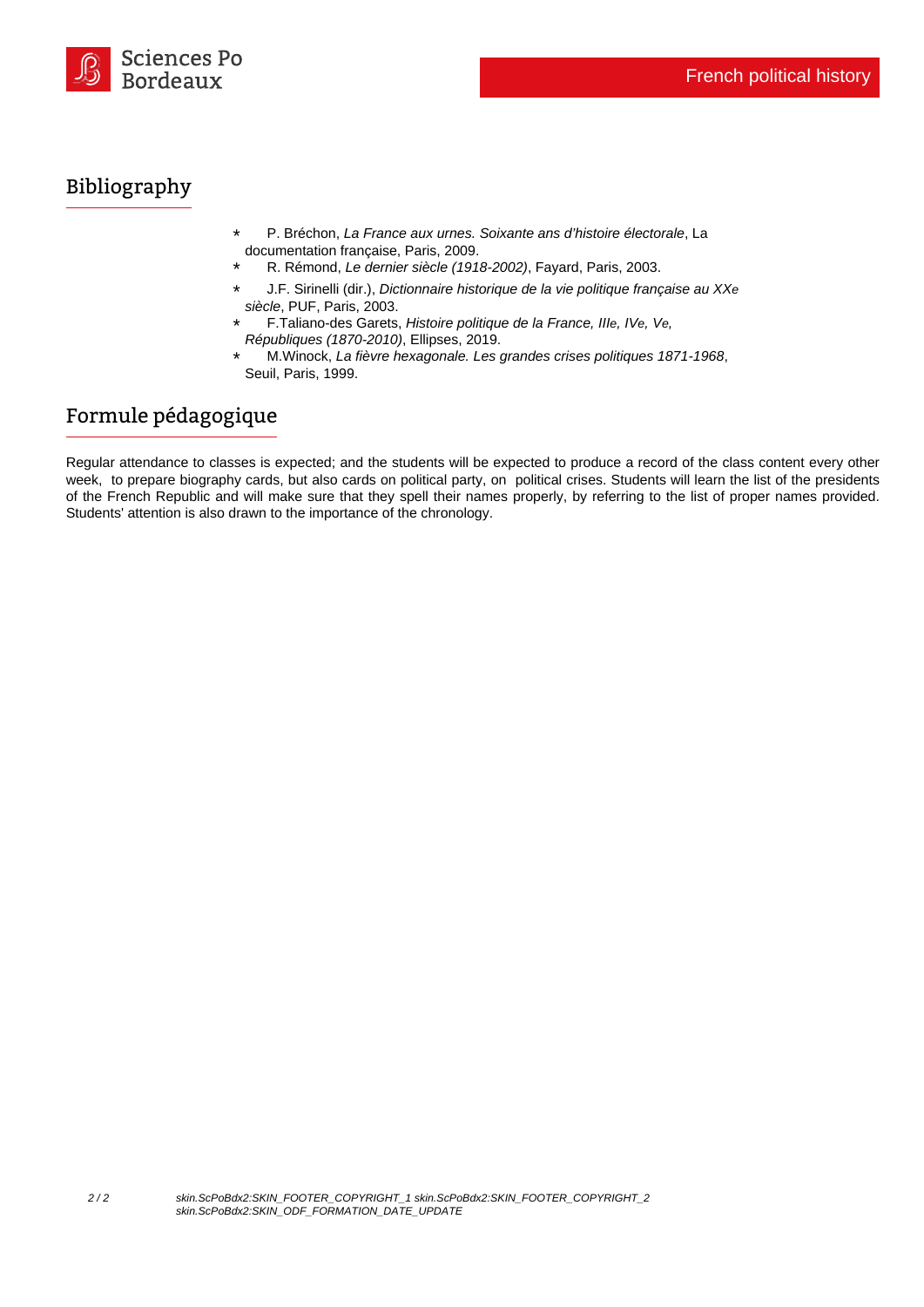## Bibliography

- P. Bréchon, *La France aux urnes. Soixante ans d'histoire électorale*, La documentation française, Paris, 2009.
- R. Rémond, *Le dernier siècle (1918-2002)*, Fayard, Paris, 2003.
- J.F. Sirinelli (dir.), *Dictionnaire historique de la vie politique française au XXe siècle*, PUF, Paris, 2003.
- F.Taliano-des Garets, *Histoire politique de la France, IIIe, IVe, Ve, Républiques (1870-2010)*, Ellipses, 2019.
- M.Winock, *La fièvre hexagonale. Les grandes crises politiques 1871-1968*, Seuil, Paris, 1999.

## Formule pédagogique

Regular attendance to classes is expected; and the students will be expected to produce a record of the class content every other week, to prepare biography cards, but also cards on political party, on political crises. Students will learn the list of the presidents of the French Republic and will make sure that they spell their names properly, by referring to the list of proper names provided. Students' attention is also drawn to the importance of the chronology.